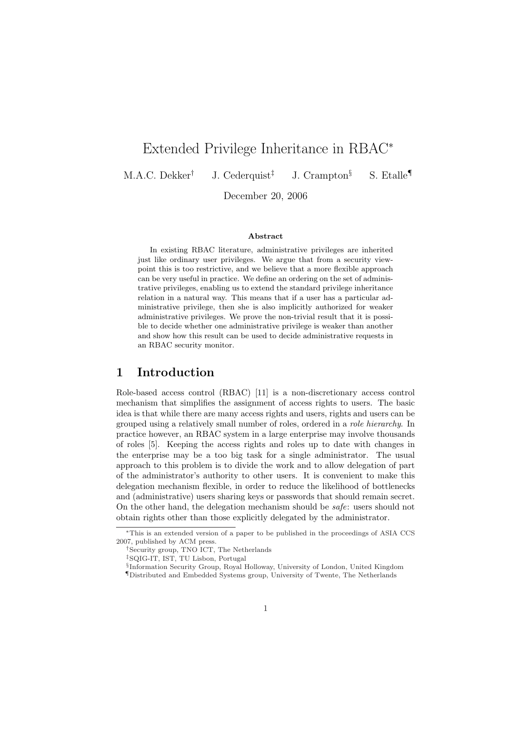# Extended Privilege Inheritance in RBAC*

M.A.C. Dekker† J. Cederquist‡ J. Crampton§ S. Etalle¶

December 20, 2006

### Abstract

In existing RBAC literature, administrative privileges are inherited just like ordinary user privileges. We argue that from a security viewpoint this is too restrictive, and we believe that a more flexible approach can be very useful in practice. We define an ordering on the set of administrative privileges, enabling us to extend the standard privilege inheritance relation in a natural way. This means that if a user has a particular administrative privilege, then she is also implicitly authorized for weaker administrative privileges. We prove the non-trivial result that it is possible to decide whether one administrative privilege is weaker than another and show how this result can be used to decide administrative requests in an RBAC security monitor.

## 1 Introduction

Role-based access control (RBAC) [11] is a non-discretionary access control mechanism that simplifies the assignment of access rights to users. The basic idea is that while there are many access rights and users, rights and users can be grouped using a relatively small number of roles, ordered in a *role hierarchy*. In practice however, an RBAC system in a large enterprise may involve thousands of roles [5]. Keeping the access rights and roles up to date with changes in the enterprise may be a too big task for a single administrator. The usual approach to this problem is to divide the work and to allow delegation of part of the administrator's authority to other users. It is convenient to make this delegation mechanism flexible, in order to reduce the likelihood of bottlenecks and (administrative) users sharing keys or passwords that should remain secret. On the other hand, the delegation mechanism should be *safe*: users should not obtain rights other than those explicitly delegated by the administrator.

---

*This is an extended version of a paper to be published in the proceedings of ASIA CCS 2007, published by ACM press.

†Security group, TNO ICT, The Netherlands

‡SQIG-IT, IST, TU Lisbon, Portugal

§Information Security Group, Royal Holloway, University of London, United Kingdom

¶Distributed and Embedded Systems group, University of Twente, The Netherlands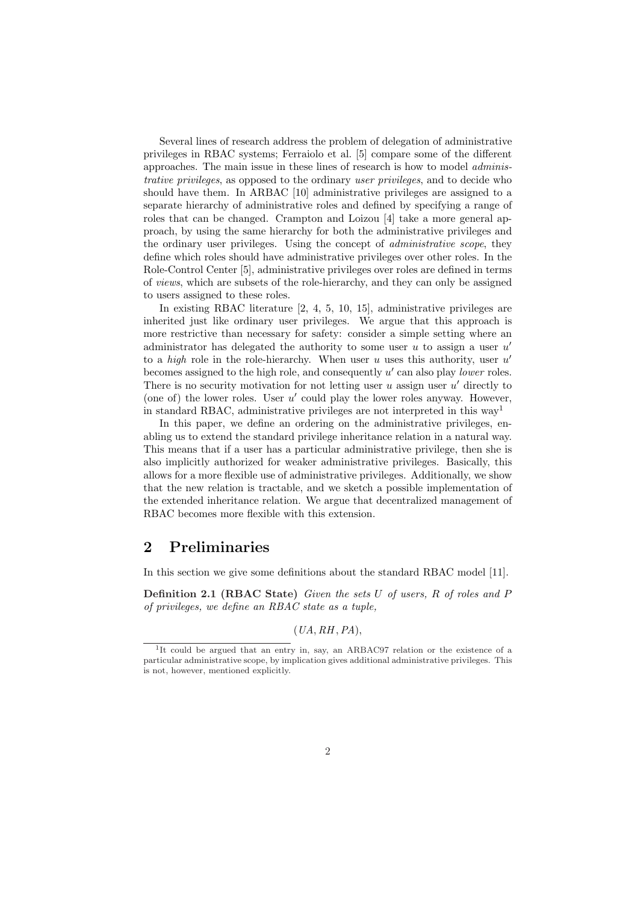Several lines of research address the problem of delegation of administrative privileges in RBAC systems; Ferraiolo et al. [5] compare some of the different approaches. The main issue in these lines of research is how to model *administrative privileges*, as opposed to the ordinary *user privileges*, and to decide who should have them. In ARBAC [10] administrative privileges are assigned to a separate hierarchy of administrative roles and defined by specifying a range of roles that can be changed. Crampton and Loizou [4] take a more general approach, by using the same hierarchy for both the administrative privileges and the ordinary user privileges. Using the concept of *administrative scope*, they define which roles should have administrative privileges over other roles. In the Role-Control Center [5], administrative privileges over roles are defined in terms of *views*, which are subsets of the role-hierarchy, and they can only be assigned to users assigned to these roles.

In existing RBAC literature [2, 4, 5, 10, 15], administrative privileges are inherited just like ordinary user privileges. We argue that this approach is more restrictive than necessary for safety: consider a simple setting where an administrator has delegated the authority to some user $u$ to assign a user $u'$ to a *high* role in the role-hierarchy. When user $u$ uses this authority, user $u'$ becomes assigned to the high role, and consequently $u'$ can also play *lower* roles. There is no security motivation for not letting user $u$ assign user $u'$ directly to (one of) the lower roles. User $u'$ could play the lower roles anyway. However, in standard RBAC, administrative privileges are not interpreted in this way[1]

In this paper, we define an ordering on the administrative privileges, enabling us to extend the standard privilege inheritance relation in a natural way. This means that if a user has a particular administrative privilege, then she is also implicitly authorized for weaker administrative privileges. Basically, this allows for a more flexible use of administrative privileges. Additionally, we show that the new relation is tractable, and we sketch a possible implementation of the extended inheritance relation. We argue that decentralized management of RBAC becomes more flexible with this extension.

## 2 Preliminaries

In this section we give some definitions about the standard RBAC model [11].

**Definition 2.1 (RBAC State)** *Given the sets $U$ of users, $R$ of roles and $P$ of privileges, we define an RBAC state as a tuple,*

$$(UA, RH, PA),$$

[1] It could be argued that an entry in, say, an ARBAC97 relation or the existence of a particular administrative scope, by implication gives additional administrative privileges. This is not, however, mentioned explicitly.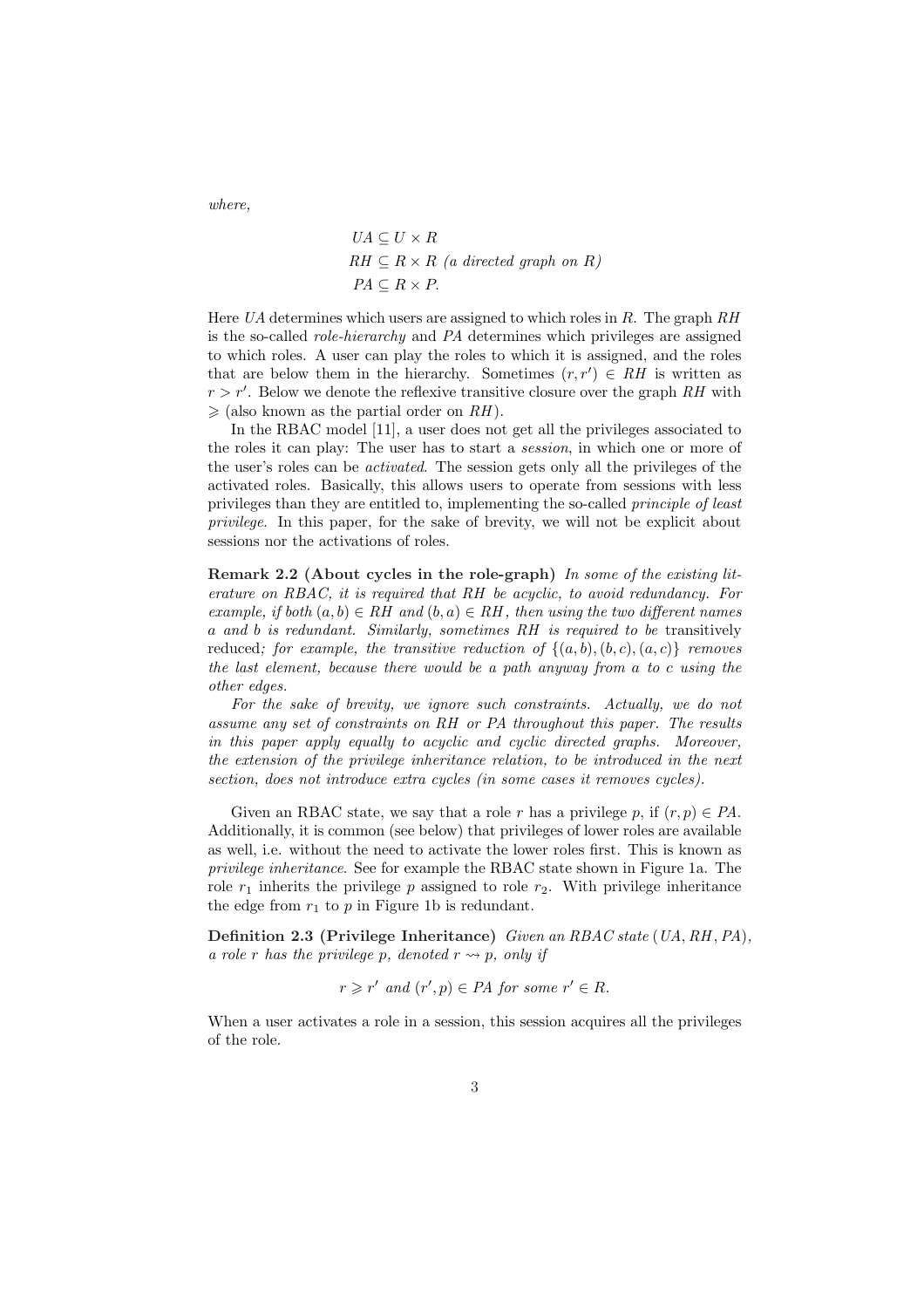*where,*

$$\begin{aligned} UA &\subseteq U \times R \\ RH &\subseteq R \times R \text{ (a directed graph on } R\text{)} \\ PA &\subseteq R \times P. \end{aligned}$$

Here $UA$ determines which users are assigned to which roles in $R$. The graph $RH$ is the so-called *role-hierarchy* and $PA$ determines which privileges are assigned to which roles. A user can play the roles to which it is assigned, and the roles that are below them in the hierarchy. Sometimes $(r, r') \in RH$ is written as $r > r'$. Below we denote the reflexive transitive closure over the graph $RH$ with $\geqslant$ (also known as the partial order on $RH$).

In the RBAC model [11], a user does not get all the privileges associated to the roles it can play: The user has to start a *session*, in which one or more of the user's roles can be *activated*. The session gets only all the privileges of the activated roles. Basically, this allows users to operate from sessions with less privileges than they are entitled to, implementing the so-called *principle of least privilege*. In this paper, for the sake of brevity, we will not be explicit about sessions nor the activations of roles.

**Remark 2.2 (About cycles in the role-graph)** *In some of the existing literature on RBAC, it is required that $RH$ be acyclic, to avoid redundancy. For example, if both $(a, b) \in RH$ and $(b, a) \in RH$, then using the two different names $a$ and $b$ is redundant. Similarly, sometimes $RH$ is required to be* transitively reduced*; for example, the transitive reduction of $\{(a, b), (b, c), (a, c)\}$ removes the last element, because there would be a path anyway from $a$ to $c$ using the other edges.*

*For the sake of brevity, we ignore such constraints. Actually, we do not assume any set of constraints on $RH$ or $PA$ throughout this paper. The results in this paper apply equally to acyclic and cyclic directed graphs. Moreover, the extension of the privilege inheritance relation, to be introduced in the next section, does not introduce extra cycles (in some cases it removes cycles).*

Given an RBAC state, we say that a role $r$ has a privilege $p$, if $(r, p) \in PA$. Additionally, it is common (see below) that privileges of lower roles are available as well, i.e. without the need to activate the lower roles first. This is known as *privilege inheritance*. See for example the RBAC state shown in Figure 1a. The role $r_1$ inherits the privilege $p$ assigned to role $r_2$. With privilege inheritance the edge from $r_1$ to $p$ in Figure 1b is redundant.

**Definition 2.3 (Privilege Inheritance)** *Given an RBAC state $(UA, RH, PA)$, a role $r$ has the privilege $p$, denoted $r \rightsquigarrow p$, only if*

$$r \geqslant r' \text{ and } (r', p) \in PA \text{ for some } r' \in R.$$

When a user activates a role in a session, this session acquires all the privileges of the role.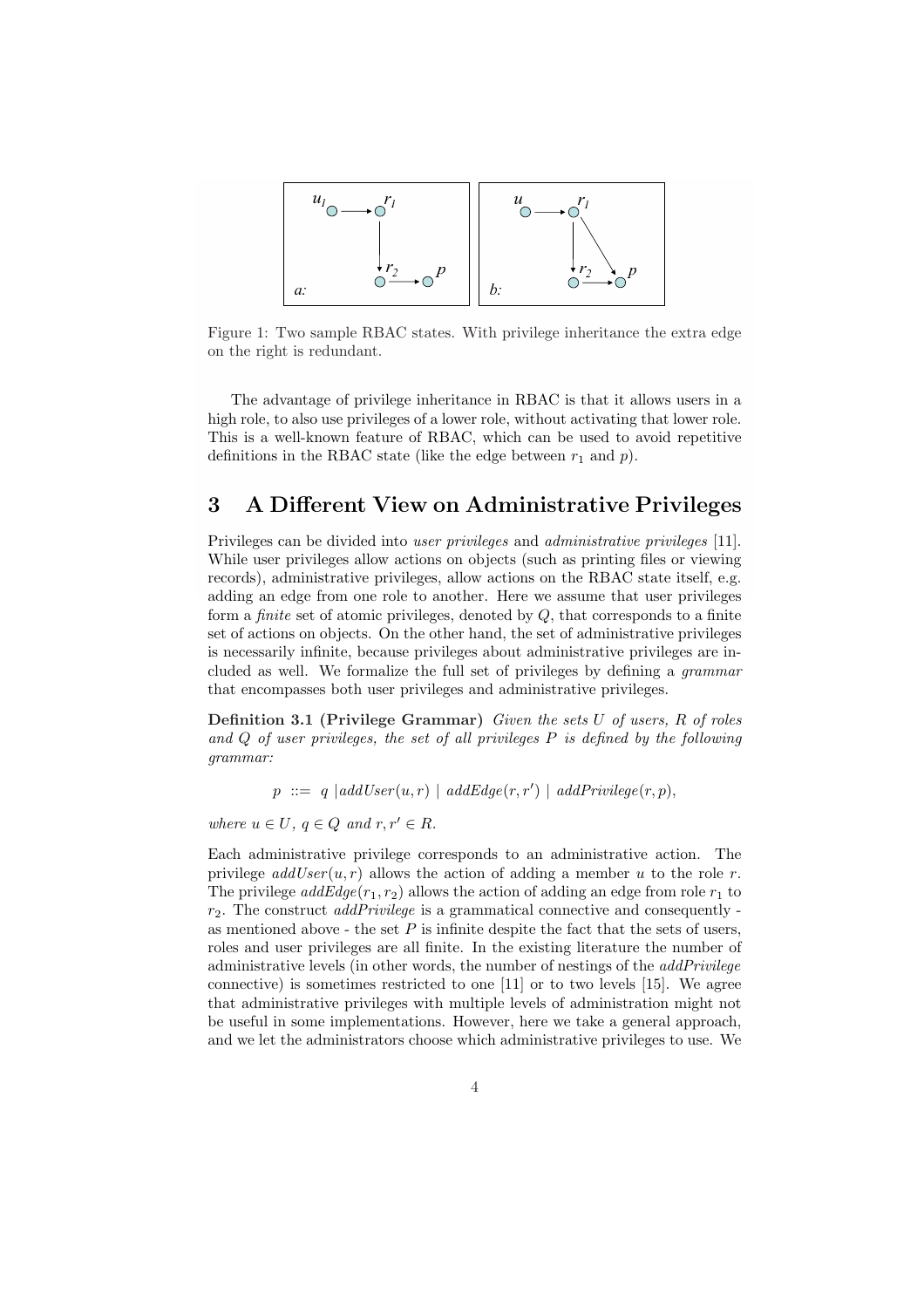Figure 1: Two sample RBAC states. With privilege inheritance the extra edge on the right is redundant.

The advantage of privilege inheritance in RBAC is that it allows users in a high role, to also use privileges of a lower role, without activating that lower role. This is a well-known feature of RBAC, which can be used to avoid repetitive definitions in the RBAC state (like the edge between $r_1$ and $p$).

## 3 A Different View on Administrative Privileges

Privileges can be divided into *user privileges* and *administrative privileges* [11]. While user privileges allow actions on objects (such as printing files or viewing records), administrative privileges, allow actions on the RBAC state itself, e.g. adding an edge from one role to another. Here we assume that user privileges form a *finite* set of atomic privileges, denoted by $Q$, that corresponds to a finite set of actions on objects. On the other hand, the set of administrative privileges is necessarily infinite, because privileges about administrative privileges are included as well. We formalize the full set of privileges by defining a *grammar* that encompasses both user privileges and administrative privileges.

**Definition 3.1 (Privilege Grammar)** *Given the sets $U$ of users, $R$ of roles and $Q$ of user privileges, the set of all privileges $P$ is defined by the following grammar:*

$$p \ ::= \ q \ | addUser(u, r) \ | \ addEdge(r, r') \ | \ addPrivilege(r, p),$$

*where $u \in U$, $q \in Q$ and $r, r' \in R$.*

Each administrative privilege corresponds to an administrative action. The privilege $addUser(u, r)$ allows the action of adding a member $u$ to the role $r$. The privilege $addEdge(r_1, r_2)$ allows the action of adding an edge from role $r_1$ to $r_2$. The construct *addPrivilege* is a grammatical connective and consequently - as mentioned above - the set $P$ is infinite despite the fact that the sets of users, roles and user privileges are all finite. In the existing literature the number of administrative levels (in other words, the number of nestings of the *addPrivilege* connective) is sometimes restricted to one [11] or to two levels [15]. We agree that administrative privileges with multiple levels of administration might not be useful in some implementations. However, here we take a general approach, and we let the administrators choose which administrative privileges to use. We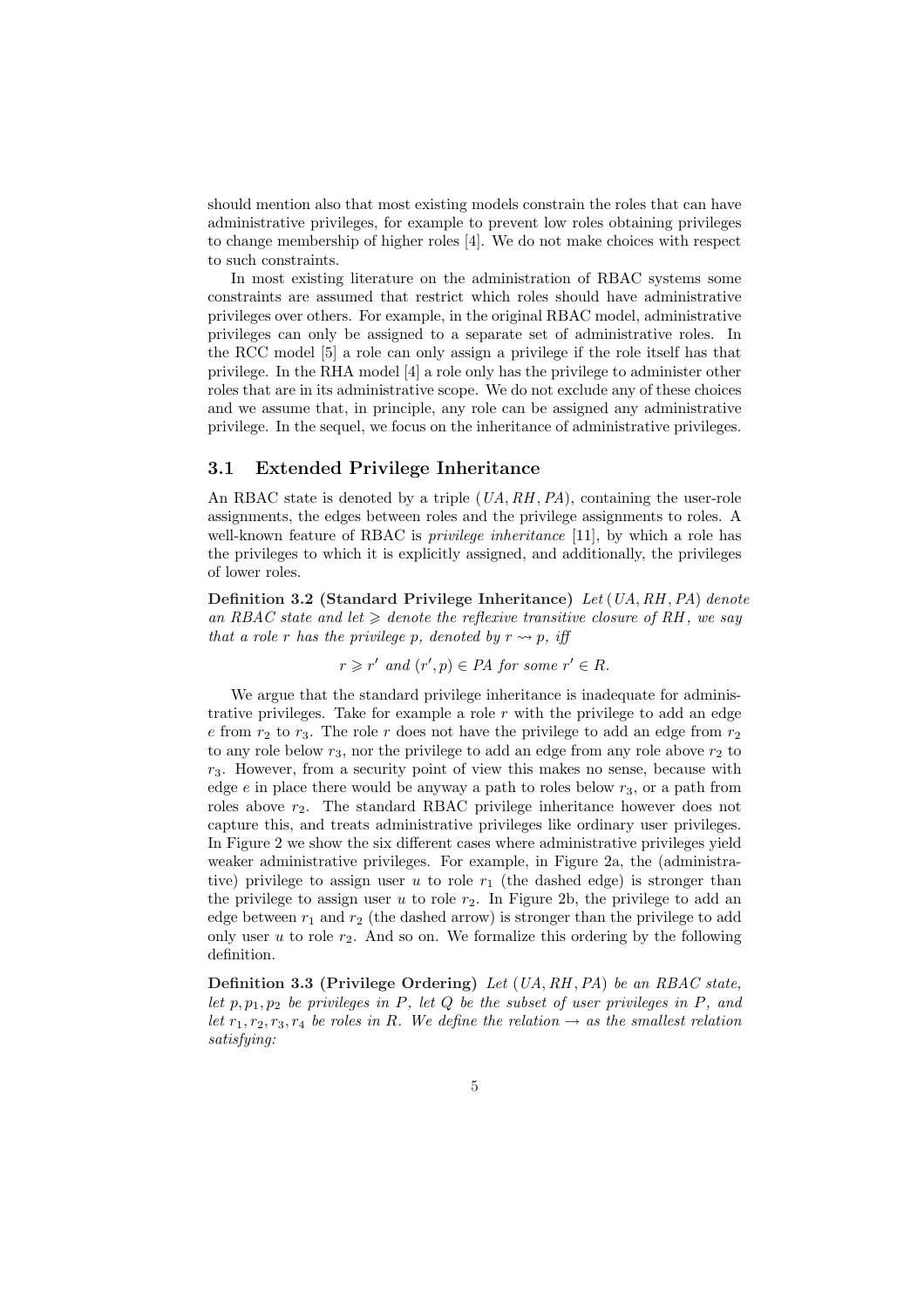should mention also that most existing models constrain the roles that can have administrative privileges, for example to prevent low roles obtaining privileges to change membership of higher roles [4]. We do not make choices with respect to such constraints.

In most existing literature on the administration of RBAC systems some constraints are assumed that restrict which roles should have administrative privileges over others. For example, in the original RBAC model, administrative privileges can only be assigned to a separate set of administrative roles. In the RCC model [5] a role can only assign a privilege if the role itself has that privilege. In the RHA model [4] a role only has the privilege to administer other roles that are in its administrative scope. We do not exclude any of these choices and we assume that, in principle, any role can be assigned any administrative privilege. In the sequel, we focus on the inheritance of administrative privileges.

### 3.1 Extended Privilege Inheritance

An RBAC state is denoted by a triple $(UA, RH, PA)$, containing the user-role assignments, the edges between roles and the privilege assignments to roles. A well-known feature of RBAC is *privilege inheritance* [11], by which a role has the privileges to which it is explicitly assigned, and additionally, the privileges of lower roles.

**Definition 3.2 (Standard Privilege Inheritance)** *Let $(UA, RH, PA)$ denote an RBAC state and let $\geqslant$ denote the reflexive transitive closure of $RH$, we say that a role $r$ has the privilege $p$, denoted by $r \rightsquigarrow p$, iff*

$$r \geqslant r' \text{ and } (r', p) \in PA \text{ for some } r' \in R.$$

We argue that the standard privilege inheritance is inadequate for administrative privileges. Take for example a role $r$ with the privilege to add an edge $e$ from $r_2$ to $r_3$. The role $r$ does not have the privilege to add an edge from $r_2$ to any role below $r_3$, nor the privilege to add an edge from any role above $r_2$ to $r_3$. However, from a security point of view this makes no sense, because with edge $e$ in place there would be anyway a path to roles below $r_3$, or a path from roles above $r_2$. The standard RBAC privilege inheritance however does not capture this, and treats administrative privileges like ordinary user privileges. In Figure 2 we show the six different cases where administrative privileges yield weaker administrative privileges. For example, in Figure 2a, the (administrative) privilege to assign user $u$ to role $r_1$ (the dashed edge) is stronger than the privilege to assign user $u$ to role $r_2$. In Figure 2b, the privilege to add an edge between $r_1$ and $r_2$ (the dashed arrow) is stronger than the privilege to add only user $u$ to role $r_2$. And so on. We formalize this ordering by the following definition.

**Definition 3.3 (Privilege Ordering)** *Let $(UA, RH, PA)$ be an RBAC state, let $p, p_1, p_2$ be privileges in $P$, let $Q$ be the subset of user privileges in $P$, and let $r_1, r_2, r_3, r_4$ be roles in $R$. We define the relation $\rightarrow$ as the smallest relation satisfying:*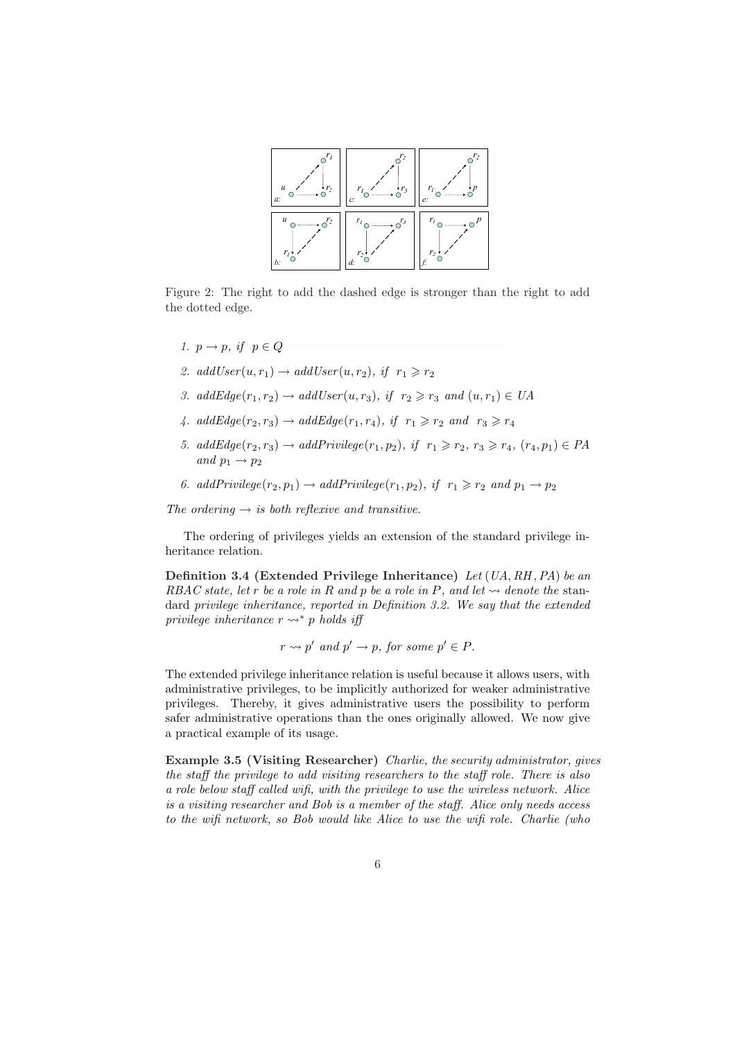Figure 2: The right to add the dashed edge is stronger than the right to add the dotted edge.

1. $p \rightarrow p$, if $p \in Q$
2. $addUser(u, r_1) \rightarrow addUser(u, r_2)$, if $r_1 \geqslant r_2$
3. $addEdge(r_1, r_2) \rightarrow addUser(u, r_3)$, if $r_2 \geqslant r_3$ and $(u, r_1) \in UA$
4. $addEdge(r_2, r_3) \rightarrow addEdge(r_1, r_4)$, if $r_1 \geqslant r_2$ and $r_3 \geqslant r_4$
5. $addEdge(r_2, r_3) \rightarrow addPrivilege(r_1, p_2)$, if $r_1 \geqslant r_2$, $r_3 \geqslant r_4$, $(r_4, p_1) \in PA$ and $p_1 \rightarrow p_2$
6. $addPrivilege(r_2, p_1) \rightarrow addPrivilege(r_1, p_2)$, if $r_1 \geqslant r_2$ and $p_1 \rightarrow p_2$

*The ordering $\rightarrow$ is both reflexive and transitive.*

The ordering of privileges yields an extension of the standard privilege inheritance relation.

**Definition 3.4 (Extended Privilege Inheritance)** *Let $(UA, RH, PA)$ be an RBAC state, let $r$ be a role in $R$ and $p$ be a role in $P$, and let $\rightsquigarrow$ denote the* standard *privilege inheritance, reported in Definition 3.2. We say that the extended privilege inheritance $r \rightsquigarrow^* p$ holds iff*

$$r \rightsquigarrow p' \text{ and } p' \rightarrow p, \text{ for some } p' \in P.$$

The extended privilege inheritance relation is useful because it allows users, with administrative privileges, to be implicitly authorized for weaker administrative privileges. Thereby, it gives administrative users the possibility to perform safer administrative operations than the ones originally allowed. We now give a practical example of its usage.

**Example 3.5 (Visiting Researcher)** *Charlie, the security administrator, gives the staff the privilege to add visiting researchers to the staff role. There is also a role below staff called wifi, with the privilege to use the wireless network. Alice is a visiting researcher and Bob is a member of the staff. Alice only needs access to the wifi network, so Bob would like Alice to use the wifi role. Charlie (who*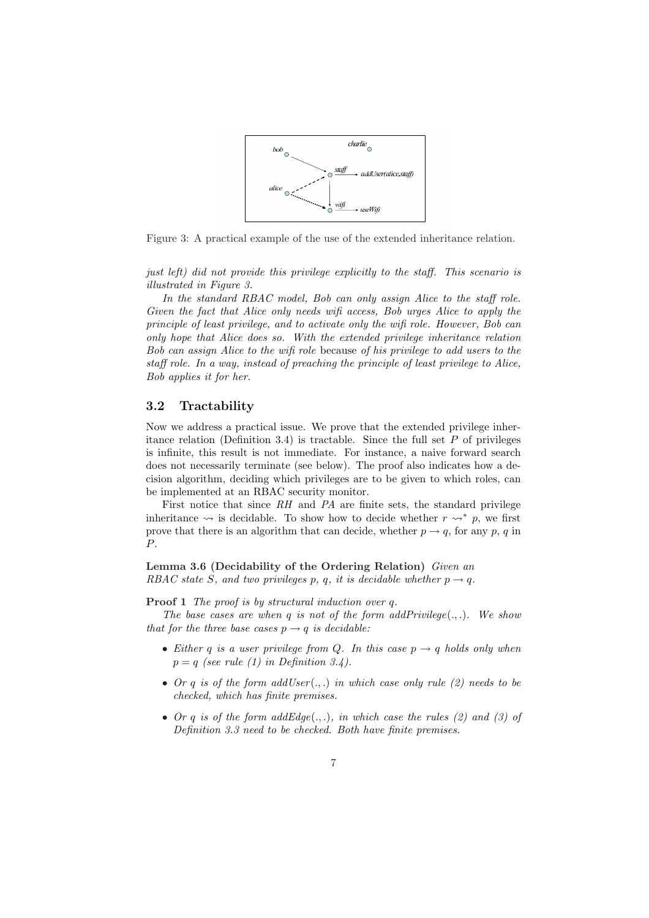Figure 3: A practical example of the use of the extended inheritance relation.

*just left) did not provide this privilege explicitly to the staff. This scenario is illustrated in Figure 3.*

*In the standard RBAC model, Bob can only assign Alice to the staff role. Given the fact that Alice only needs wifi access, Bob urges Alice to apply the principle of least privilege, and to activate only the wifi role. However, Bob can only hope that Alice does so. With the extended privilege inheritance relation Bob can assign Alice to the wifi role* because *of his privilege to add users to the staff role. In a way, instead of preaching the principle of least privilege to Alice, Bob applies it for her.*

## 3.2 Tractability

Now we address a practical issue. We prove that the extended privilege inheritance relation (Definition 3.4) is tractable. Since the full set $P$ of privileges is infinite, this result is not immediate. For instance, a naive forward search does not necessarily terminate (see below). The proof also indicates how a decision algorithm, deciding which privileges are to be given to which roles, can be implemented at an RBAC security monitor.

First notice that since $RH$ and $PA$ are finite sets, the standard privilege inheritance $\rightsquigarrow$ is decidable. To show how to decide whether $r \rightsquigarrow^* p$, we first prove that there is an algorithm that can decide, whether $p \rightarrow q$, for any $p$, $q$ in $P$.

**Lemma 3.6 (Decidability of the Ordering Relation)** *Given an RBAC state $S$, and two privileges $p$, $q$, it is decidable whether $p \rightarrow q$.*

**Proof 1** *The proof is by structural induction over $q$.*

*The base cases are when $q$ is not of the form addPrivilege(.,.). We show that for the three base cases $p \rightarrow q$ is decidable:*

- *Either $q$ is a user privilege from $Q$. In this case $p \rightarrow q$ holds only when $p = q$ (see rule (1) in Definition 3.4).*
- *Or $q$ is of the form addUser(.,.) in which case only rule (2) needs to be checked, which has finite premises.*
- *Or $q$ is of the form addEdge(.,.), in which case the rules (2) and (3) of Definition 3.3 need to be checked. Both have finite premises.*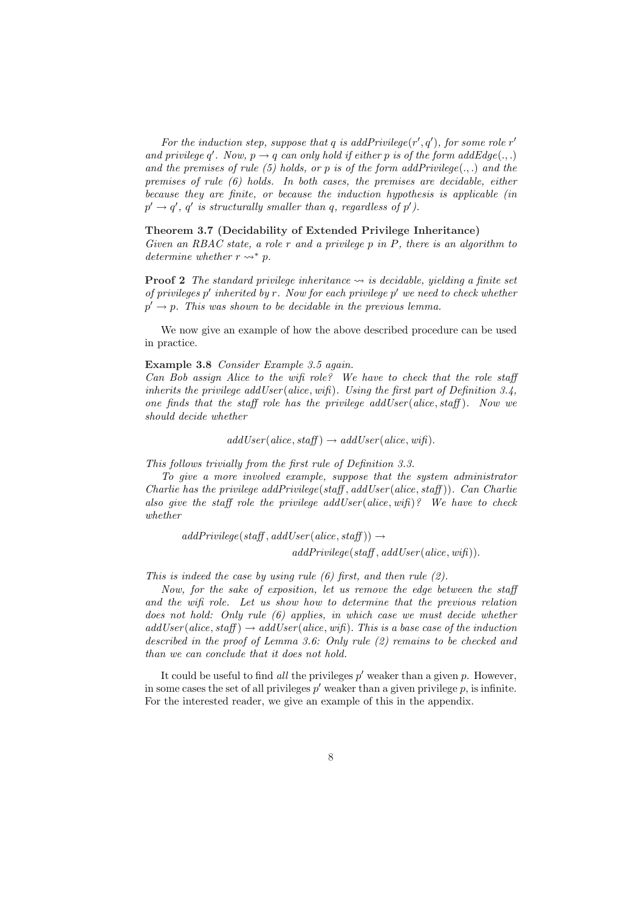*For the induction step, suppose that $q$ is $addPrivilege(r', q')$, for some role $r'$ and privilege $q'$. Now, $p \rightarrow q$ can only hold if either $p$ is of the form $addEdge(.,.)$ and the premises of rule (5) holds, or $p$ is of the form $addPrivilege(.,.)$ and the premises of rule (6) holds. In both cases, the premises are decidable, either because they are finite, or because the induction hypothesis is applicable (in $p' \rightarrow q'$, $q'$ is structurally smaller than $q$, regardless of $p'$).*

**Theorem 3.7 (Decidability of Extended Privilege Inheritance)**
*Given an RBAC state, a role $r$ and a privilege $p$ in $P$, there is an algorithm to determine whether $r \rightsquigarrow^* p$.*

**Proof 2** *The standard privilege inheritance $\rightsquigarrow$ is decidable, yielding a finite set of privileges $p'$ inherited by $r$. Now for each privilege $p'$ we need to check whether $p' \rightarrow p$. This was shown to be decidable in the previous lemma.*

We now give an example of how the above described procedure can be used in practice.

**Example 3.8** *Consider Example 3.5 again.*
*Can Bob assign Alice to the wifi role? We have to check that the role staff inherits the privilege $addUser(alice, wifi)$. Using the first part of Definition 3.4, one finds that the staff role has the privilege $addUser(alice, staff)$. Now we should decide whether*

$$addUser(alice, staff) \rightarrow addUser(alice, wifi).$$

*This follows trivially from the first rule of Definition 3.3.*

*To give a more involved example, suppose that the system administrator Charlie has the privilege $addPrivilege(staff, addUser(alice, staff))$. Can Charlie also give the staff role the privilege $addUser(alice, wifi)$? We have to check whether*

$$addPrivilege(staff, addUser(alice, staff)) \rightarrow addPrivilege(staff, addUser(alice, wifi)).$$

*This is indeed the case by using rule (6) first, and then rule (2).*

*Now, for the sake of exposition, let us remove the edge between the staff and the wifi role. Let us show how to determine that the previous relation does not hold: Only rule (6) applies, in which case we must decide whether $addUser(alice, staff) \rightarrow addUser(alice, wifi)$. This is a base case of the induction described in the proof of Lemma 3.6: Only rule (2) remains to be checked and than we can conclude that it does not hold.*

It could be useful to find *all* the privileges $p'$ weaker than a given $p$. However, in some cases the set of all privileges $p'$ weaker than a given privilege $p$, is infinite. For the interested reader, we give an example of this in the appendix.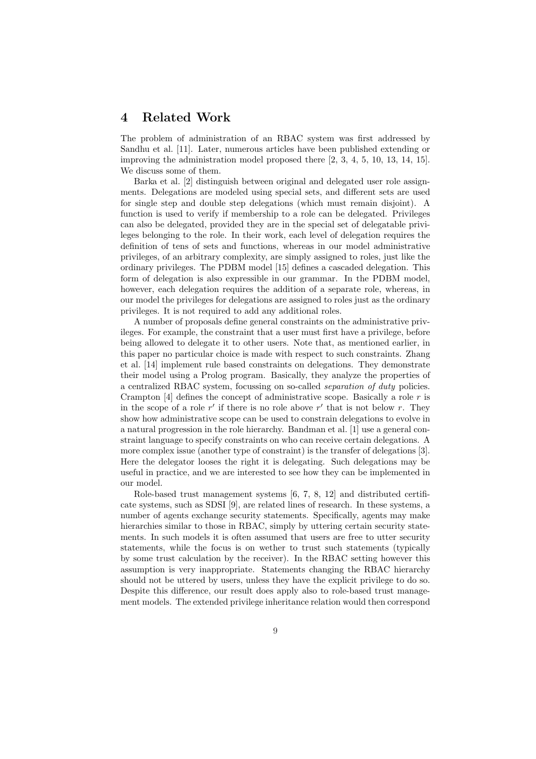## 4 Related Work

The problem of administration of an RBAC system was first addressed by Sandhu et al. [11]. Later, numerous articles have been published extending or improving the administration model proposed there [2, 3, 4, 5, 10, 13, 14, 15]. We discuss some of them.

Barka et al. [2] distinguish between original and delegated user role assignments. Delegations are modeled using special sets, and different sets are used for single step and double step delegations (which must remain disjoint). A function is used to verify if membership to a role can be delegated. Privileges can also be delegated, provided they are in the special set of delegatable privileges belonging to the role. In their work, each level of delegation requires the definition of tens of sets and functions, whereas in our model administrative privileges, of an arbitrary complexity, are simply assigned to roles, just like the ordinary privileges. The PDBM model [15] defines a cascaded delegation. This form of delegation is also expressible in our grammar. In the PDBM model, however, each delegation requires the addition of a separate role, whereas, in our model the privileges for delegations are assigned to roles just as the ordinary privileges. It is not required to add any additional roles.

A number of proposals define general constraints on the administrative privileges. For example, the constraint that a user must first have a privilege, before being allowed to delegate it to other users. Note that, as mentioned earlier, in this paper no particular choice is made with respect to such constraints. Zhang et al. [14] implement rule based constraints on delegations. They demonstrate their model using a Prolog program. Basically, they analyze the properties of a centralized RBAC system, focussing on so-called *separation of duty* policies. Crampton [4] defines the concept of administrative scope. Basically a role $r$ is in the scope of a role $r'$ if there is no role above $r'$ that is not below $r$. They show how administrative scope can be used to constrain delegations to evolve in a natural progression in the role hierarchy. Bandman et al. [1] use a general constraint language to specify constraints on who can receive certain delegations. A more complex issue (another type of constraint) is the transfer of delegations [3]. Here the delegator looses the right it is delegating. Such delegations may be useful in practice, and we are interested to see how they can be implemented in our model.

Role-based trust management systems [6, 7, 8, 12] and distributed certificate systems, such as SDSI [9], are related lines of research. In these systems, a number of agents exchange security statements. Specifically, agents may make hierarchies similar to those in RBAC, simply by uttering certain security statements. In such models it is often assumed that users are free to utter security statements, while the focus is on wether to trust such statements (typically by some trust calculation by the receiver). In the RBAC setting however this assumption is very inappropriate. Statements changing the RBAC hierarchy should not be uttered by users, unless they have the explicit privilege to do so. Despite this difference, our result does apply also to role-based trust management models. The extended privilege inheritance relation would then correspond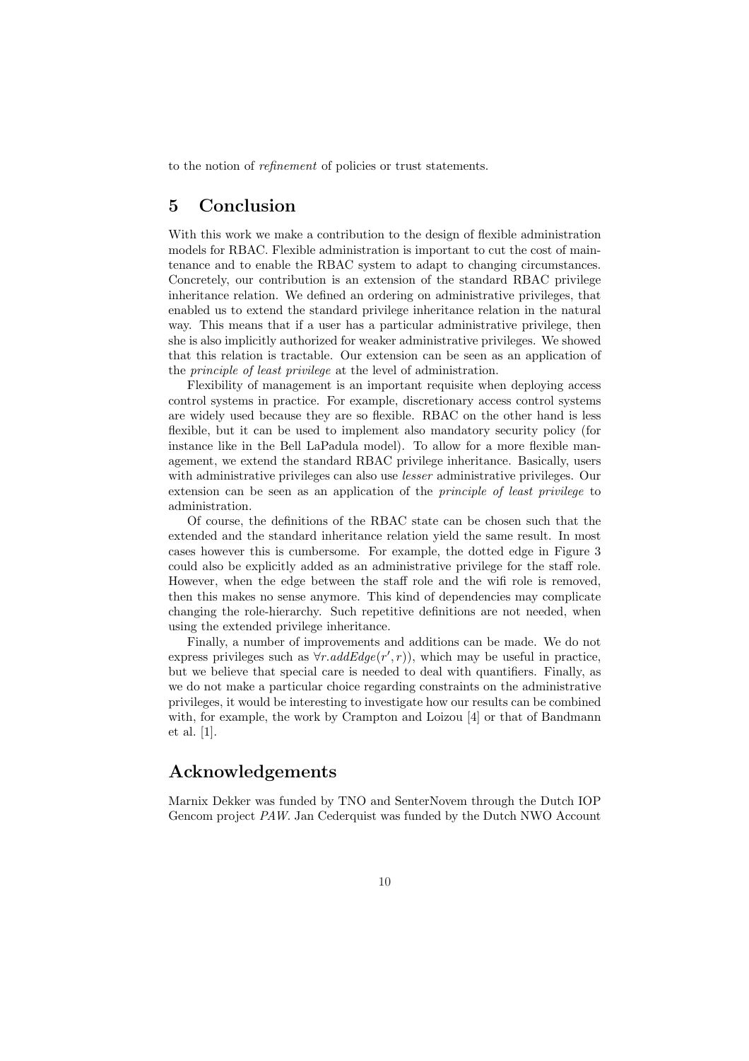to the notion of *refinement* of policies or trust statements.

## 5 Conclusion

With this work we make a contribution to the design of flexible administration models for RBAC. Flexible administration is important to cut the cost of maintenance and to enable the RBAC system to adapt to changing circumstances. Concretely, our contribution is an extension of the standard RBAC privilege inheritance relation. We defined an ordering on administrative privileges, that enabled us to extend the standard privilege inheritance relation in the natural way. This means that if a user has a particular administrative privilege, then she is also implicitly authorized for weaker administrative privileges. We showed that this relation is tractable. Our extension can be seen as an application of the *principle of least privilege* at the level of administration.

Flexibility of management is an important requisite when deploying access control systems in practice. For example, discretionary access control systems are widely used because they are so flexible. RBAC on the other hand is less flexible, but it can be used to implement also mandatory security policy (for instance like in the Bell LaPadula model). To allow for a more flexible management, we extend the standard RBAC privilege inheritance. Basically, users with administrative privileges can also use *lesser* administrative privileges. Our extension can be seen as an application of the *principle of least privilege* to administration.

Of course, the definitions of the RBAC state can be chosen such that the extended and the standard inheritance relation yield the same result. In most cases however this is cumbersome. For example, the dotted edge in Figure 3 could also be explicitly added as an administrative privilege for the staff role. However, when the edge between the staff role and the wifi role is removed, then this makes no sense anymore. This kind of dependencies may complicate changing the role-hierarchy. Such repetitive definitions are not needed, when using the extended privilege inheritance.

Finally, a number of improvements and additions can be made. We do not express privileges such as $\forall r.addEdge(r', r))$, which may be useful in practice, but we believe that special care is needed to deal with quantifiers. Finally, as we do not make a particular choice regarding constraints on the administrative privileges, it would be interesting to investigate how our results can be combined with, for example, the work by Crampton and Loizou [4] or that of Bandmann et al. [1].

## Acknowledgements

Marnix Dekker was funded by TNO and SenterNovem through the Dutch IOP Gencom project *PAW*. Jan Cederquist was funded by the Dutch NWO Account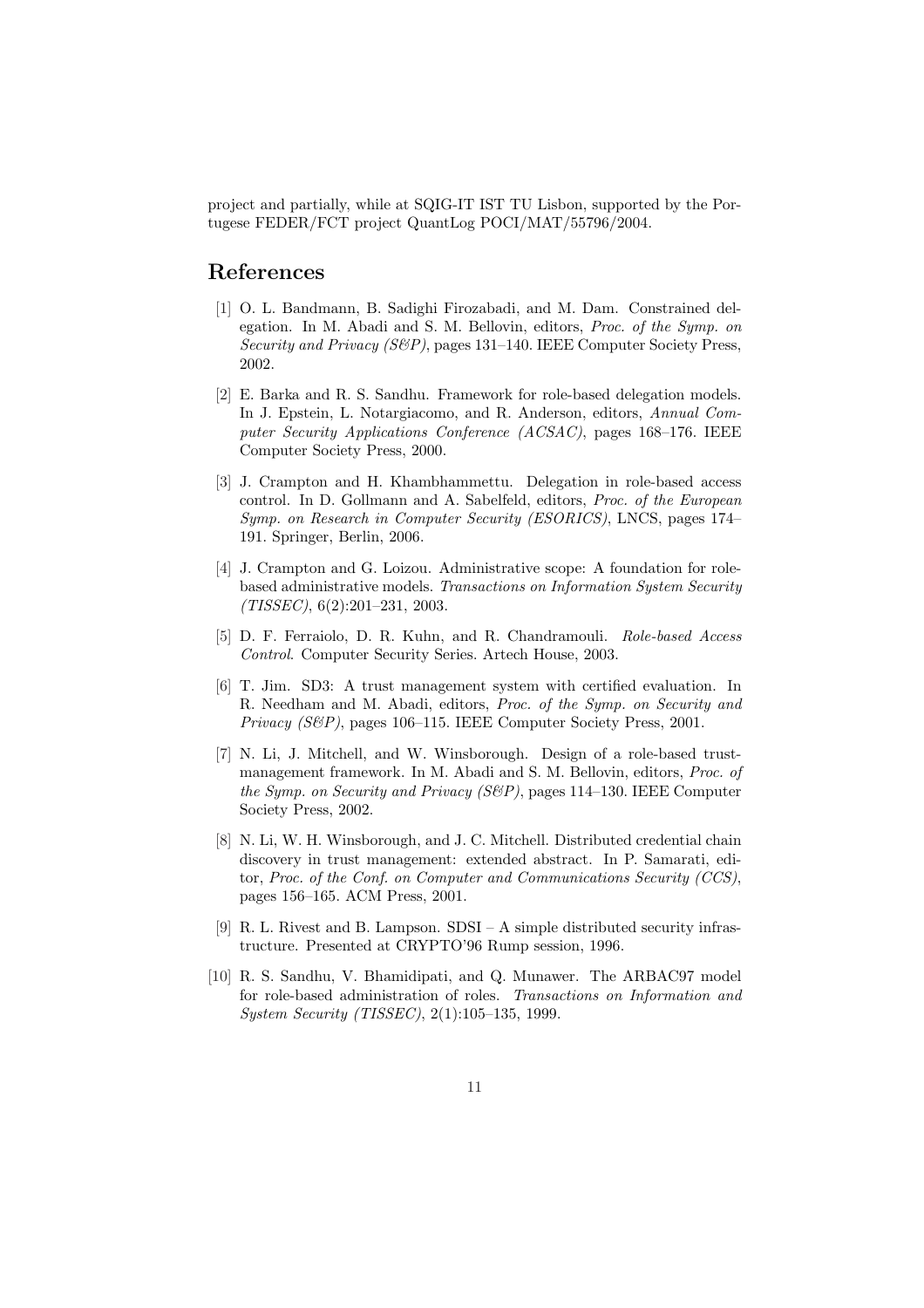project and partially, while at SQIG-IT IST TU Lisbon, supported by the Portugese FEDER/FCT project QuantLog POCI/MAT/55796/2004.

## References

[1] O. L. Bandmann, B. Sadighi Firozabadi, and M. Dam. Constrained delegation. In M. Abadi and S. M. Bellovin, editors, *Proc. of the Symp. on Security and Privacy (S&P)*, pages 131–140. IEEE Computer Society Press, 2002.

[2] E. Barka and R. S. Sandhu. Framework for role-based delegation models. In J. Epstein, L. Notargiacomo, and R. Anderson, editors, *Annual Computer Security Applications Conference (ACSAC)*, pages 168–176. IEEE Computer Society Press, 2000.

[3] J. Crampton and H. Khambhammettu. Delegation in role-based access control. In D. Gollmann and A. Sabelfeld, editors, *Proc. of the European Symp. on Research in Computer Security (ESORICS)*, LNCS, pages 174–191. Springer, Berlin, 2006.

[4] J. Crampton and G. Loizou. Administrative scope: A foundation for role-based administrative models. *Transactions on Information System Security (TISSEC)*, 6(2):201–231, 2003.

[5] D. F. Ferraiolo, D. R. Kuhn, and R. Chandramouli. *Role-based Access Control*. Computer Security Series. Artech House, 2003.

[6] T. Jim. SD3: A trust management system with certified evaluation. In R. Needham and M. Abadi, editors, *Proc. of the Symp. on Security and Privacy (S&P)*, pages 106–115. IEEE Computer Society Press, 2001.

[7] N. Li, J. Mitchell, and W. Winsborough. Design of a role-based trust-management framework. In M. Abadi and S. M. Bellovin, editors, *Proc. of the Symp. on Security and Privacy (S&P)*, pages 114–130. IEEE Computer Society Press, 2002.

[8] N. Li, W. H. Winsborough, and J. C. Mitchell. Distributed credential chain discovery in trust management: extended abstract. In P. Samarati, editor, *Proc. of the Conf. on Computer and Communications Security (CCS)*, pages 156–165. ACM Press, 2001.

[9] R. L. Rivest and B. Lampson. SDSI – A simple distributed security infrastructure. Presented at CRYPTO'96 Rump session, 1996.

[10] R. S. Sandhu, V. Bhamidipati, and Q. Munawer. The ARBAC97 model for role-based administration of roles. *Transactions on Information and System Security (TISSEC)*, 2(1):105–135, 1999.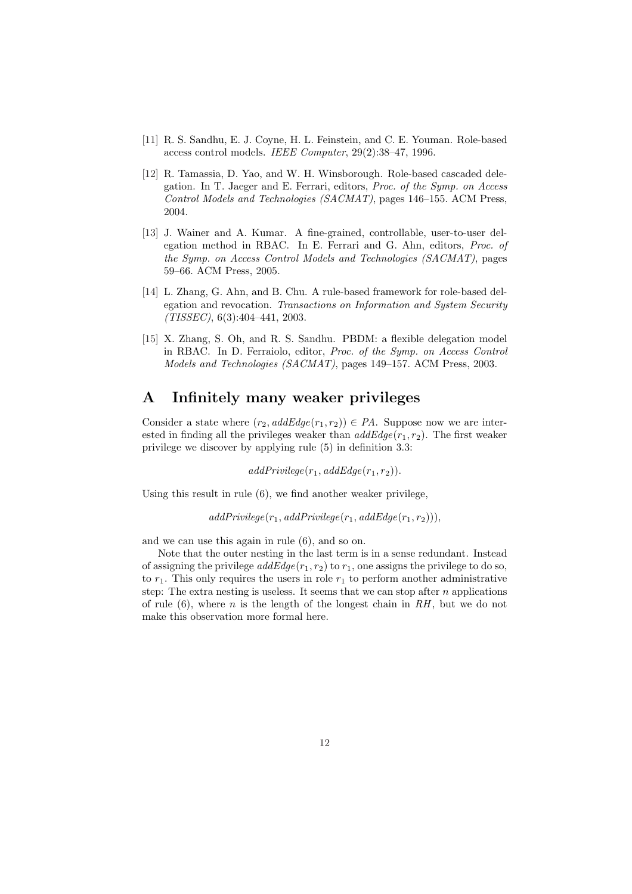[11] R. S. Sandhu, E. J. Coyne, H. L. Feinstein, and C. E. Youman. Role-based access control models. *IEEE Computer*, 29(2):38–47, 1996.

[12] R. Tamassia, D. Yao, and W. H. Winsborough. Role-based cascaded delegation. In T. Jaeger and E. Ferrari, editors, *Proc. of the Symp. on Access Control Models and Technologies (SACMAT)*, pages 146–155. ACM Press, 2004.

[13] J. Wainer and A. Kumar. A fine-grained, controllable, user-to-user delegation method in RBAC. In E. Ferrari and G. Ahn, editors, *Proc. of the Symp. on Access Control Models and Technologies (SACMAT)*, pages 59–66. ACM Press, 2005.

[14] L. Zhang, G. Ahn, and B. Chu. A rule-based framework for role-based delegation and revocation. *Transactions on Information and System Security (TISSEC)*, 6(3):404–441, 2003.

[15] X. Zhang, S. Oh, and R. S. Sandhu. PBDM: a flexible delegation model in RBAC. In D. Ferraiolo, editor, *Proc. of the Symp. on Access Control Models and Technologies (SACMAT)*, pages 149–157. ACM Press, 2003.

# A Infinitely many weaker privileges

Consider a state where $(r_2, \mathit{addEdge}(r_1, r_2)) \in PA$. Suppose now we are interested in finding all the privileges weaker than $\mathit{addEdge}(r_1, r_2)$. The first weaker privilege we discover by applying rule (5) in definition 3.3:

$$\mathit{addPrivilege}(r_1, \mathit{addEdge}(r_1, r_2)).$$

Using this result in rule (6), we find another weaker privilege,

$$\mathit{addPrivilege}(r_1, \mathit{addPrivilege}(r_1, \mathit{addEdge}(r_1, r_2))),$$

and we can use this again in rule (6), and so on.

Note that the outer nesting in the last term is in a sense redundant. Instead of assigning the privilege $\mathit{addEdge}(r_1, r_2)$ to $r_1$, one assigns the privilege to do so, to $r_1$. This only requires the users in role $r_1$ to perform another administrative step: The extra nesting is useless. It seems that we can stop after $n$ applications of rule (6), where $n$ is the length of the longest chain in $RH$, but we do not make this observation more formal here.